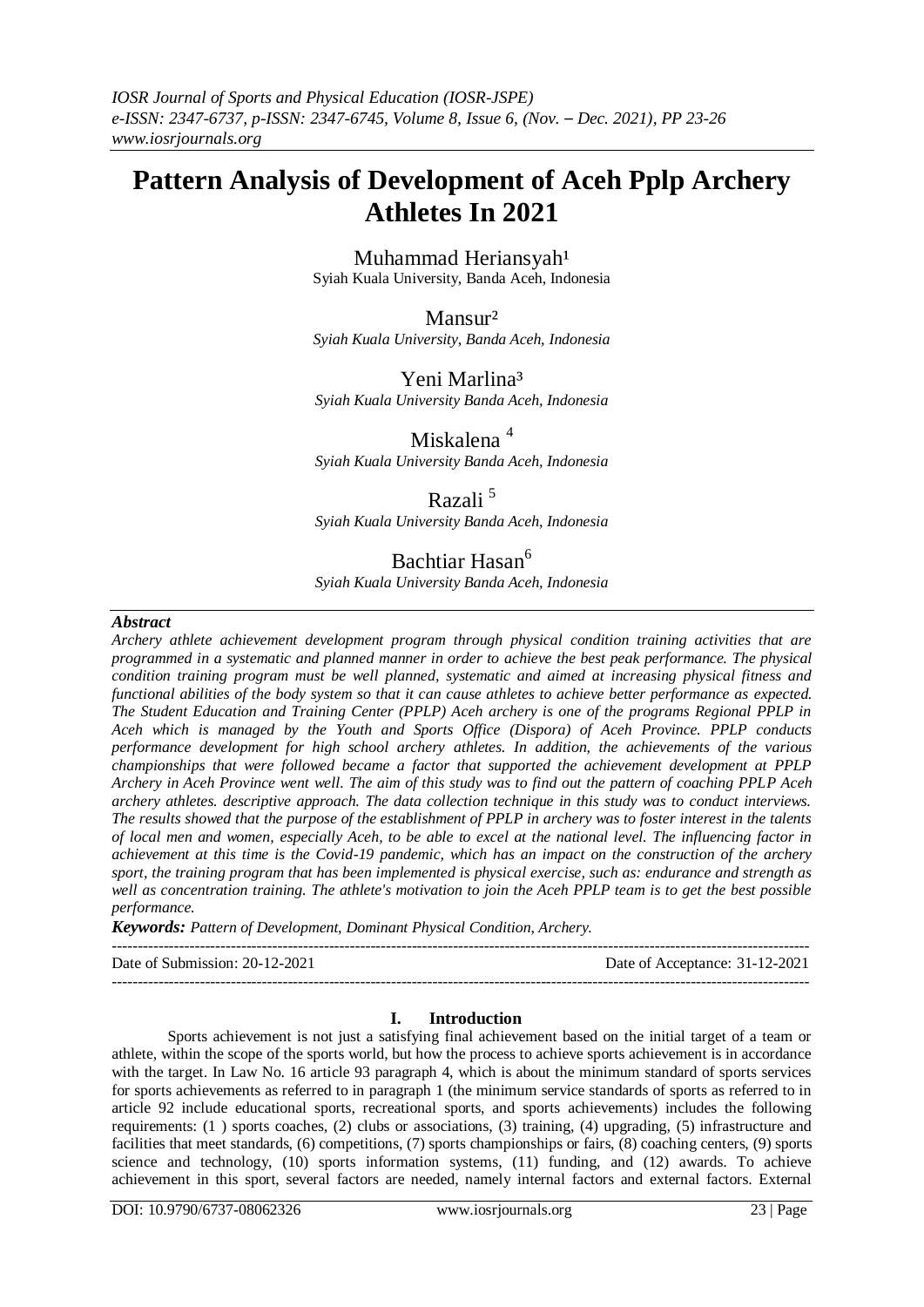# Pattern Analysis of Development of Aceh Pplp Archery Athletes In 2021

Muhammad Heriansyah[1]
Syiah Kuala University, Banda Aceh, Indonesia

Mansur[2]
*Syiah Kuala University, Banda Aceh, Indonesia*

Yeni Marlina[3]
*Syiah Kuala University Banda Aceh, Indonesia*

Miskalena[4]
*Syiah Kuala University Banda Aceh, Indonesia*

Razali[5]
*Syiah Kuala University Banda Aceh, Indonesia*

Bachtiar Hasan[6]
*Syiah Kuala University Banda Aceh, Indonesia*

### *Abstract*

*Archery athlete achievement development program through physical condition training activities that are programmed in a systematic and planned manner in order to achieve the best peak performance. The physical condition training program must be well planned, systematic and aimed at increasing physical fitness and functional abilities of the body system so that it can cause athletes to achieve better performance as expected. The Student Education and Training Center (PPLP) Aceh archery is one of the programs Regional PPLP in Aceh which is managed by the Youth and Sports Office (Dispora) of Aceh Province. PPLP conducts performance development for high school archery athletes. In addition, the achievements of the various championships that were followed became a factor that supported the achievement development at PPLP Archery in Aceh Province went well. The aim of this study was to find out the pattern of coaching PPLP Aceh archery athletes. descriptive approach. The data collection technique in this study was to conduct interviews. The results showed that the purpose of the establishment of PPLP in archery was to foster interest in the talents of local men and women, especially Aceh, to be able to excel at the national level. The influencing factor in achievement at this time is the Covid-19 pandemic, which has an impact on the construction of the archery sport, the training program that has been implemented is physical exercise, such as: endurance and strength as well as concentration training. The athlete's motivation to join the Aceh PPLP team is to get the best possible performance.*

***Keywords:*** *Pattern of Development, Dominant Physical Condition, Archery.*

---

Date of Submission: 20-12-2021 | Date of Acceptance: 31-12-2021

---

## I. Introduction

Sports achievement is not just a satisfying final achievement based on the initial target of a team or athlete, within the scope of the sports world, but how the process to achieve sports achievement is in accordance with the target. In Law No. 16 article 93 paragraph 4, which is about the minimum standard of sports services for sports achievements as referred to in paragraph 1 (the minimum service standards of sports as referred to in article 92 include educational sports, recreational sports, and sports achievements) includes the following requirements: (1 ) sports coaches, (2) clubs or associations, (3) training, (4) upgrading, (5) infrastructure and facilities that meet standards, (6) competitions, (7) sports championships or fairs, (8) coaching centers, (9) sports science and technology, (10) sports information systems, (11) funding, and (12) awards. To achieve achievement in this sport, several factors are needed, namely internal factors and external factors. External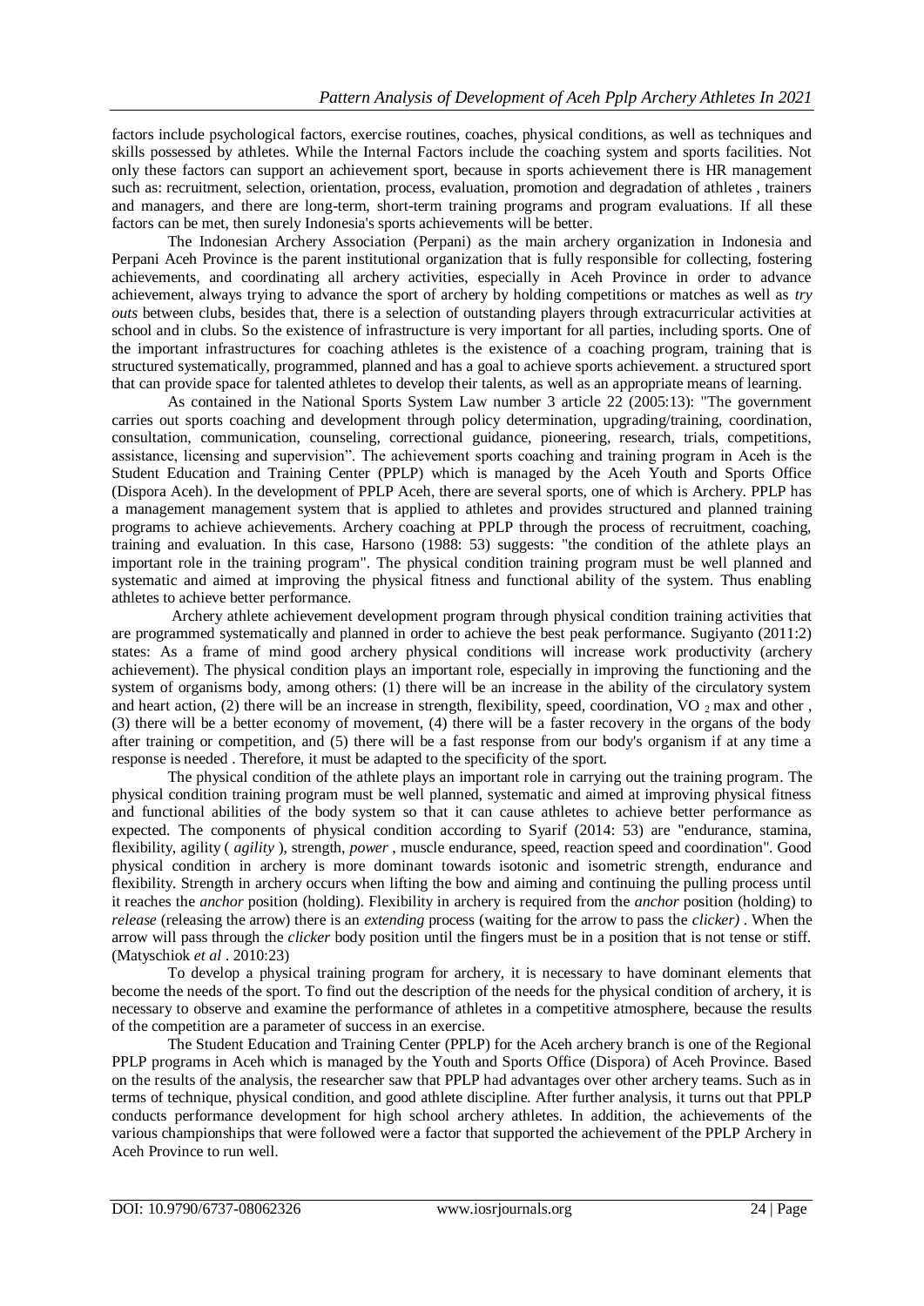factors include psychological factors, exercise routines, coaches, physical conditions, as well as techniques and skills possessed by athletes. While the Internal Factors include the coaching system and sports facilities. Not only these factors can support an achievement sport, because in sports achievement there is HR management such as: recruitment, selection, orientation, process, evaluation, promotion and degradation of athletes , trainers and managers, and there are long-term, short-term training programs and program evaluations. If all these factors can be met, then surely Indonesia's sports achievements will be better.

The Indonesian Archery Association (Perpani) as the main archery organization in Indonesia and Perpani Aceh Province is the parent institutional organization that is fully responsible for collecting, fostering achievements, and coordinating all archery activities, especially in Aceh Province in order to advance achievement, always trying to advance the sport of archery by holding competitions or matches as well as *try outs* between clubs, besides that, there is a selection of outstanding players through extracurricular activities at school and in clubs. So the existence of infrastructure is very important for all parties, including sports. One of the important infrastructures for coaching athletes is the existence of a coaching program, training that is structured systematically, programmed, planned and has a goal to achieve sports achievement. a structured sport that can provide space for talented athletes to develop their talents, as well as an appropriate means of learning.

As contained in the National Sports System Law number 3 article 22 (2005:13): "The government carries out sports coaching and development through policy determination, upgrading/training, coordination, consultation, communication, counseling, correctional guidance, pioneering, research, trials, competitions, assistance, licensing and supervision". The achievement sports coaching and training program in Aceh is the Student Education and Training Center (PPLP) which is managed by the Aceh Youth and Sports Office (Dispora Aceh). In the development of PPLP Aceh, there are several sports, one of which is Archery. PPLP has a management management system that is applied to athletes and provides structured and planned training programs to achieve achievements. Archery coaching at PPLP through the process of recruitment, coaching, training and evaluation. In this case, Harsono (1988: 53) suggests: "the condition of the athlete plays an important role in the training program". The physical condition training program must be well planned and systematic and aimed at improving the physical fitness and functional ability of the system. Thus enabling athletes to achieve better performance.

Archery athlete achievement development program through physical condition training activities that are programmed systematically and planned in order to achieve the best peak performance. Sugiyanto (2011:2) states: As a frame of mind good archery physical conditions will increase work productivity (archery achievement). The physical condition plays an important role, especially in improving the functioning and the system of organisms body, among others: (1) there will be an increase in the ability of the circulatory system and heart action, (2) there will be an increase in strength, flexibility, speed, coordination, $VO_2$ max and other , (3) there will be a better economy of movement, (4) there will be a faster recovery in the organs of the body after training or competition, and (5) there will be a fast response from our body's organism if at any time a response is needed . Therefore, it must be adapted to the specificity of the sport.

The physical condition of the athlete plays an important role in carrying out the training program. The physical condition training program must be well planned, systematic and aimed at improving physical fitness and functional abilities of the body system so that it can cause athletes to achieve better performance as expected. The components of physical condition according to Syarif (2014: 53) are "endurance, stamina, flexibility, agility ( *agility* ), strength, *power* , muscle endurance, speed, reaction speed and coordination". Good physical condition in archery is more dominant towards isotonic and isometric strength, endurance and flexibility. Strength in archery occurs when lifting the bow and aiming and continuing the pulling process until it reaches the *anchor* position (holding). Flexibility in archery is required from the *anchor* position (holding) to *release* (releasing the arrow) there is an *extending* process (waiting for the arrow to pass the *clicker)* . When the arrow will pass through the *clicker* body position until the fingers must be in a position that is not tense or stiff. (Matyschiok *et al* . 2010:23)

To develop a physical training program for archery, it is necessary to have dominant elements that become the needs of the sport. To find out the description of the needs for the physical condition of archery, it is necessary to observe and examine the performance of athletes in a competitive atmosphere, because the results of the competition are a parameter of success in an exercise.

The Student Education and Training Center (PPLP) for the Aceh archery branch is one of the Regional PPLP programs in Aceh which is managed by the Youth and Sports Office (Dispora) of Aceh Province. Based on the results of the analysis, the researcher saw that PPLP had advantages over other archery teams. Such as in terms of technique, physical condition, and good athlete discipline. After further analysis, it turns out that PPLP conducts performance development for high school archery athletes. In addition, the achievements of the various championships that were followed were a factor that supported the achievement of the PPLP Archery in Aceh Province to run well.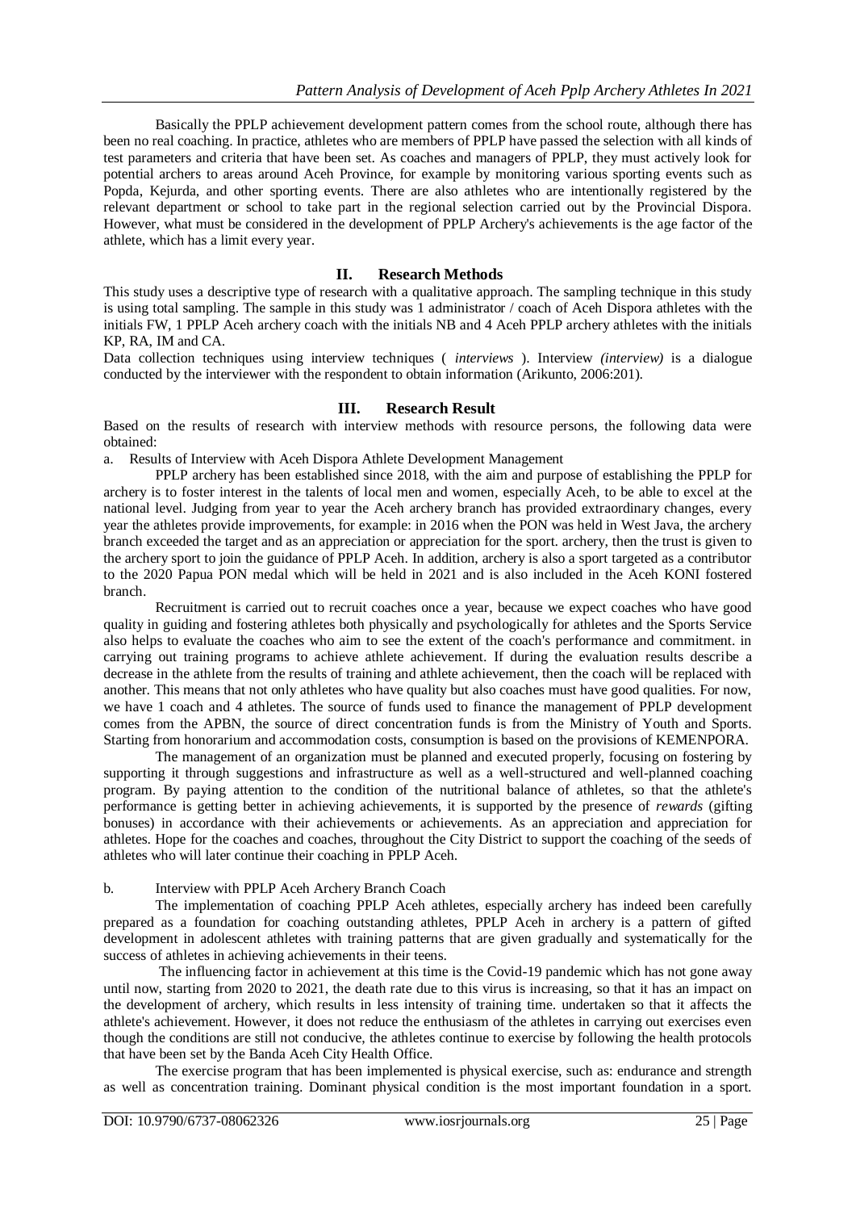Basically the PPLP achievement development pattern comes from the school route, although there has been no real coaching. In practice, athletes who are members of PPLP have passed the selection with all kinds of test parameters and criteria that have been set. As coaches and managers of PPLP, they must actively look for potential archers to areas around Aceh Province, for example by monitoring various sporting events such as Popda, Kejurda, and other sporting events. There are also athletes who are intentionally registered by the relevant department or school to take part in the regional selection carried out by the Provincial Dispora. However, what must be considered in the development of PPLP Archery's achievements is the age factor of the athlete, which has a limit every year.

## II. Research Methods

This study uses a descriptive type of research with a qualitative approach. The sampling technique in this study is using total sampling. The sample in this study was 1 administrator / coach of Aceh Dispora athletes with the initials FW, 1 PPLP Aceh archery coach with the initials NB and 4 Aceh PPLP archery athletes with the initials KP, RA, IM and CA.

Data collection techniques using interview techniques ( *interviews* ). Interview *(interview)* is a dialogue conducted by the interviewer with the respondent to obtain information (Arikunto, 2006:201).

## III. Research Result

Based on the results of research with interview methods with resource persons, the following data were obtained:

a. Results of Interview with Aceh Dispora Athlete Development Management

PPLP archery has been established since 2018, with the aim and purpose of establishing the PPLP for archery is to foster interest in the talents of local men and women, especially Aceh, to be able to excel at the national level. Judging from year to year the Aceh archery branch has provided extraordinary changes, every year the athletes provide improvements, for example: in 2016 when the PON was held in West Java, the archery branch exceeded the target and as an appreciation or appreciation for the sport. archery, then the trust is given to the archery sport to join the guidance of PPLP Aceh. In addition, archery is also a sport targeted as a contributor to the 2020 Papua PON medal which will be held in 2021 and is also included in the Aceh KONI fostered branch.

Recruitment is carried out to recruit coaches once a year, because we expect coaches who have good quality in guiding and fostering athletes both physically and psychologically for athletes and the Sports Service also helps to evaluate the coaches who aim to see the extent of the coach's performance and commitment. in carrying out training programs to achieve athlete achievement. If during the evaluation results describe a decrease in the athlete from the results of training and athlete achievement, then the coach will be replaced with another. This means that not only athletes who have quality but also coaches must have good qualities. For now, we have 1 coach and 4 athletes. The source of funds used to finance the management of PPLP development comes from the APBN, the source of direct concentration funds is from the Ministry of Youth and Sports. Starting from honorarium and accommodation costs, consumption is based on the provisions of KEMENPORA.

The management of an organization must be planned and executed properly, focusing on fostering by supporting it through suggestions and infrastructure as well as a well-structured and well-planned coaching program. By paying attention to the condition of the nutritional balance of athletes, so that the athlete's performance is getting better in achieving achievements, it is supported by the presence of *rewards* (gifting bonuses) in accordance with their achievements or achievements. As an appreciation and appreciation for athletes. Hope for the coaches and coaches, throughout the City District to support the coaching of the seeds of athletes who will later continue their coaching in PPLP Aceh.

b. Interview with PPLP Aceh Archery Branch Coach

The implementation of coaching PPLP Aceh athletes, especially archery has indeed been carefully prepared as a foundation for coaching outstanding athletes, PPLP Aceh in archery is a pattern of gifted development in adolescent athletes with training patterns that are given gradually and systematically for the success of athletes in achieving achievements in their teens.

The influencing factor in achievement at this time is the Covid-19 pandemic which has not gone away until now, starting from 2020 to 2021, the death rate due to this virus is increasing, so that it has an impact on the development of archery, which results in less intensity of training time. undertaken so that it affects the athlete's achievement. However, it does not reduce the enthusiasm of the athletes in carrying out exercises even though the conditions are still not conducive, the athletes continue to exercise by following the health protocols that have been set by the Banda Aceh City Health Office.

The exercise program that has been implemented is physical exercise, such as: endurance and strength as well as concentration training. Dominant physical condition is the most important foundation in a sport.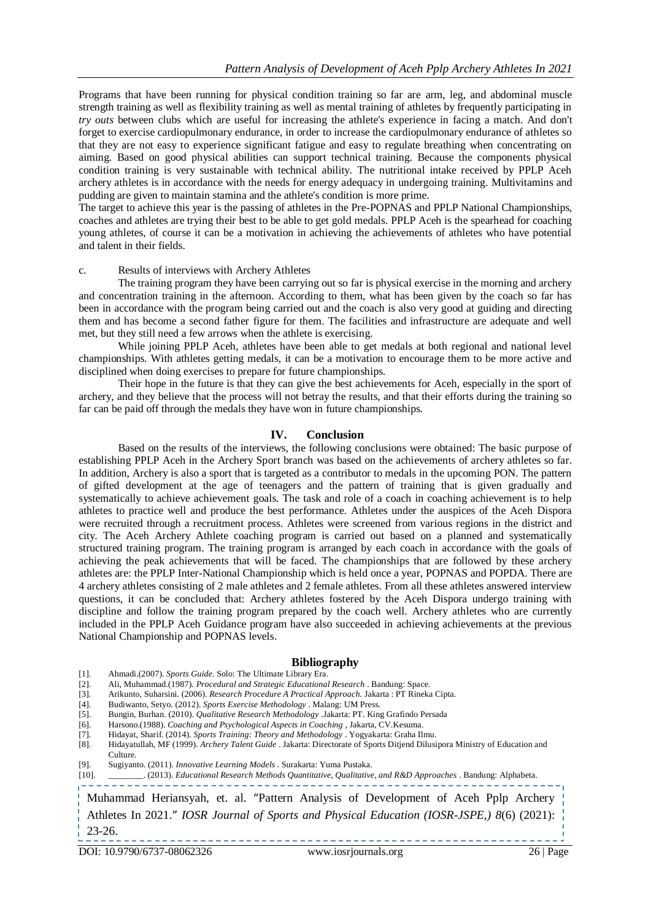Programs that have been running for physical condition training so far are arm, leg, and abdominal muscle strength training as well as flexibility training as well as mental training of athletes by frequently participating in *try outs* between clubs which are useful for increasing the athlete's experience in facing a match. And don't forget to exercise cardiopulmonary endurance, in order to increase the cardiopulmonary endurance of athletes so that they are not easy to experience significant fatigue and easy to regulate breathing when concentrating on aiming. Based on good physical abilities can support technical training. Because the components physical condition training is very sustainable with technical ability. The nutritional intake received by PPLP Aceh archery athletes is in accordance with the needs for energy adequacy in undergoing training. Multivitamins and pudding are given to maintain stamina and the athlete's condition is more prime.

The target to achieve this year is the passing of athletes in the Pre-POPNAS and PPLP National Championships, coaches and athletes are trying their best to be able to get gold medals. PPLP Aceh is the spearhead for coaching young athletes, of course it can be a motivation in achieving the achievements of athletes who have potential and talent in their fields.

c. Results of interviews with Archery Athletes

The training program they have been carrying out so far is physical exercise in the morning and archery and concentration training in the afternoon. According to them, what has been given by the coach so far has been in accordance with the program being carried out and the coach is also very good at guiding and directing them and has become a second father figure for them. The facilities and infrastructure are adequate and well met, but they still need a few arrows when the athlete is exercising.

While joining PPLP Aceh, athletes have been able to get medals at both regional and national level championships. With athletes getting medals, it can be a motivation to encourage them to be more active and disciplined when doing exercises to prepare for future championships.

Their hope in the future is that they can give the best achievements for Aceh, especially in the sport of archery, and they believe that the process will not betray the results, and that their efforts during the training so far can be paid off through the medals they have won in future championships.

## IV. Conclusion

Based on the results of the interviews, the following conclusions were obtained: The basic purpose of establishing PPLP Aceh in the Archery Sport branch was based on the achievements of archery athletes so far. In addition, Archery is also a sport that is targeted as a contributor to medals in the upcoming PON. The pattern of gifted development at the age of teenagers and the pattern of training that is given gradually and systematically to achieve achievement goals. The task and role of a coach in coaching achievement is to help athletes to practice well and produce the best performance. Athletes under the auspices of the Aceh Dispora were recruited through a recruitment process. Athletes were screened from various regions in the district and city. The Aceh Archery Athlete coaching program is carried out based on a planned and systematically structured training program. The training program is arranged by each coach in accordance with the goals of achieving the peak achievements that will be faced. The championships that are followed by these archery athletes are: the PPLP Inter-National Championship which is held once a year, POPNAS and POPDA. There are 4 archery athletes consisting of 2 male athletes and 2 female athletes. From all these athletes answered interview questions, it can be concluded that: Archery athletes fostered by the Aceh Dispora undergo training with discipline and follow the training program prepared by the coach well. Archery athletes who are currently included in the PPLP Aceh Guidance program have also succeeded in achieving achievements at the previous National Championship and POPNAS levels.

## Bibliography

[1]. Ahmadi.(2007). *Sports Guide*. Solo: The Ultimate Library Era.
[2]. Ali, Muhammad.(1987). *Procedural and Strategic Educational Research* . Bandung: Space.
[3]. Arikunto, Suharsini. (2006). *Research Procedure A Practical Approach.* Jakarta : PT Rineka Cipta.
[4]. Budiwanto, Setyo. (2012). *Sports Exercise Methodology* . Malang: UM Press.
[5]. Bungin, Burhan. (2010). *Qualitative Research Methodology* .Jakarta: PT. King Grafindo Persada
[6]. Harsono.(1988). *Coaching and Psychological Aspects in Coaching* , Jakarta, CV.Kesuma.
[7]. Hidayat, Sharif. (2014). *Sports Training: Theory and Methodology* . Yogyakarta: Graha Ilmu.
[8]. Hidayatullah, MF (1999). *Archery Talent Guide* . Jakarta: Directorate of Sports Ditjend Dilusipora Ministry of Education and Culture.
[9]. Sugiyanto. (2011). *Innovative Learning Models* . Surakarta: Yuma Pustaka.
[10]. ________. (2013). *Educational Research Methods Quantitative, Qualitative, and R&D Approaches* . Bandung: Alphabeta.

Muhammad Heriansyah, et. al. "Pattern Analysis of Development of Aceh Pplp Archery Athletes In 2021." *IOSR Journal of Sports and Physical Education (IOSR-JSPE,) 8*(6) (2021): 23-26.